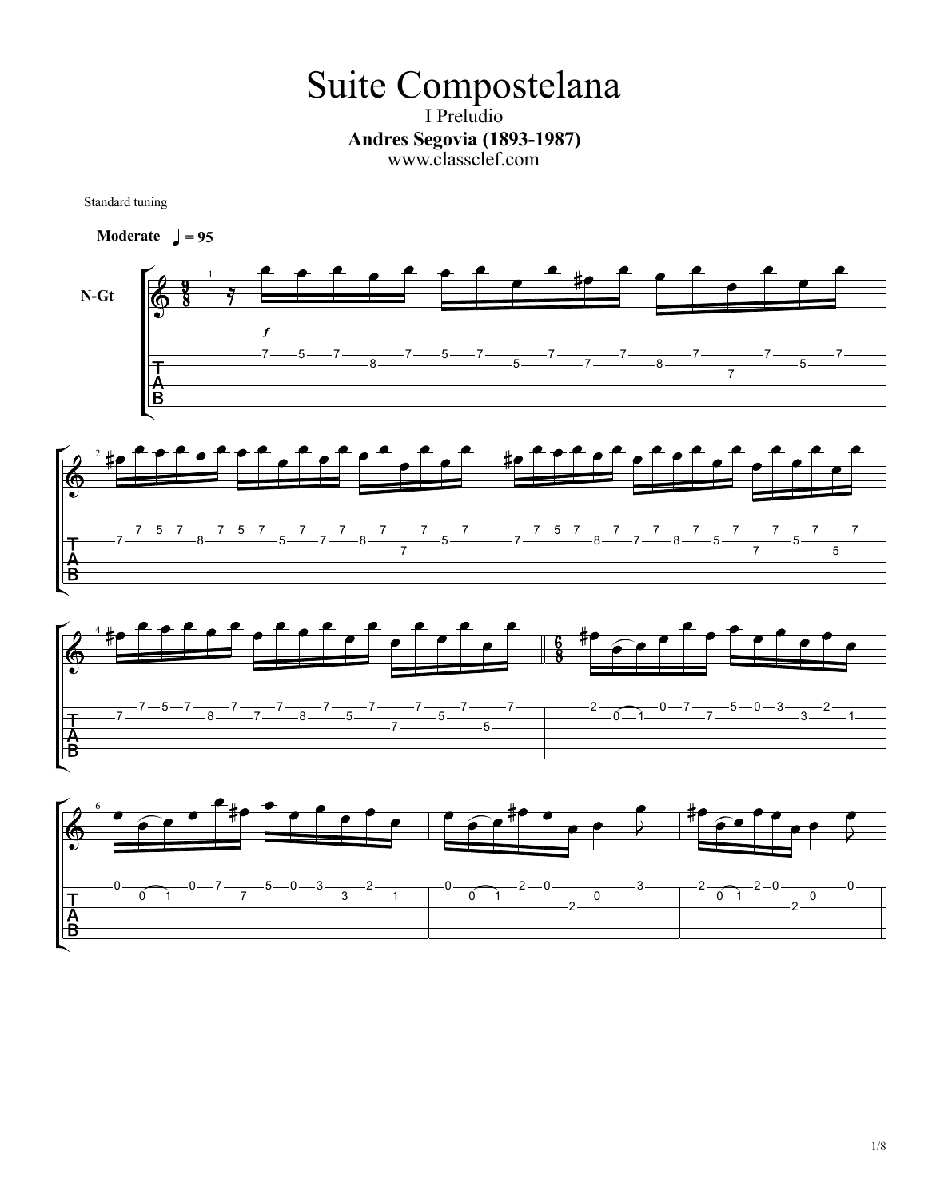# Suite Compostelana

## I Preludio

**Andres Segovia (1893-1987)**

www.classclef.com

Standard tuning

**Moderate** ♩ = 95

N-Gt